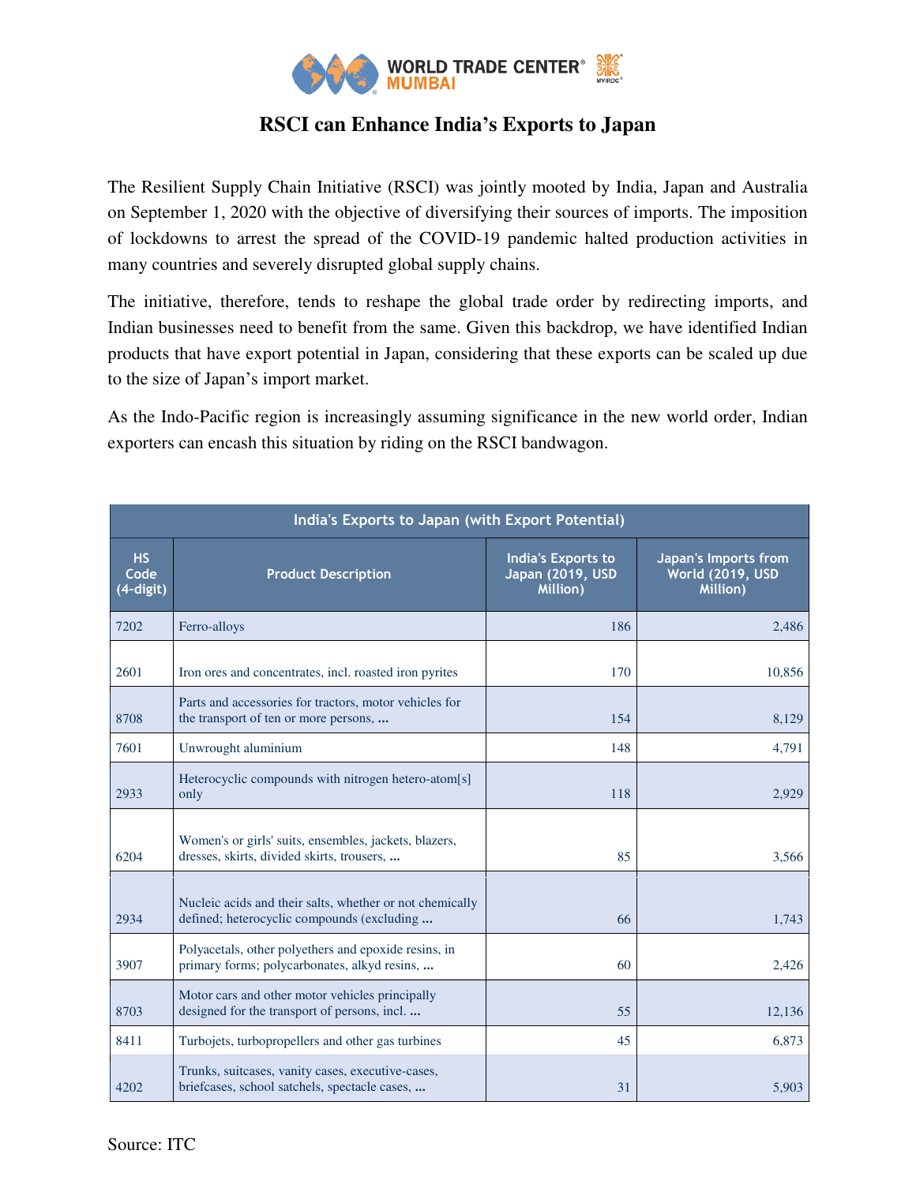# RSCI can Enhance India's Exports to Japan

The Resilient Supply Chain Initiative (RSCI) was jointly mooted by India, Japan and Australia on September 1, 2020 with the objective of diversifying their sources of imports. The imposition of lockdowns to arrest the spread of the COVID-19 pandemic halted production activities in many countries and severely disrupted global supply chains.

The initiative, therefore, tends to reshape the global trade order by redirecting imports, and Indian businesses need to benefit from the same. Given this backdrop, we have identified Indian products that have export potential in Japan, considering that these exports can be scaled up due to the size of Japan's import market.

As the Indo-Pacific region is increasingly assuming significance in the new world order, Indian exporters can encash this situation by riding on the RSCI bandwagon.

| India's Exports to Japan (with Export Potential) | | | |
|---|---|---|---|
| HS Code (4-digit) | Product Description | India's Exports to Japan (2019, USD Million) | Japan's Imports from World (2019, USD Million) |
| 7202 | Ferro-alloys | 186 | 2,486 |
| 2601 | Iron ores and concentrates, incl. roasted iron pyrites | 170 | 10,856 |
| 8708 | Parts and accessories for tractors, motor vehicles for the transport of ten or more persons, **...** | 154 | 8,129 |
| 7601 | Unwrought aluminium | 148 | 4,791 |
| 2933 | Heterocyclic compounds with nitrogen hetero-atom[s] only | 118 | 2,929 |
| 6204 | Women's or girls' suits, ensembles, jackets, blazers, dresses, skirts, divided skirts, trousers, **...** | 85 | 3,566 |
| 2934 | Nucleic acids and their salts, whether or not chemically defined; heterocyclic compounds (excluding **...** | 66 | 1,743 |
| 3907 | Polyacetals, other polyethers and epoxide resins, in primary forms; polycarbonates, alkyd resins, **...** | 60 | 2,426 |
| 8703 | Motor cars and other motor vehicles principally designed for the transport of persons, incl. **...** | 55 | 12,136 |
| 8411 | Turbojets, turbopropellers and other gas turbines | 45 | 6,873 |
| 4202 | Trunks, suitcases, vanity cases, executive-cases, briefcases, school satchels, spectacle cases, **...** | 31 | 5,903 |

Source: ITC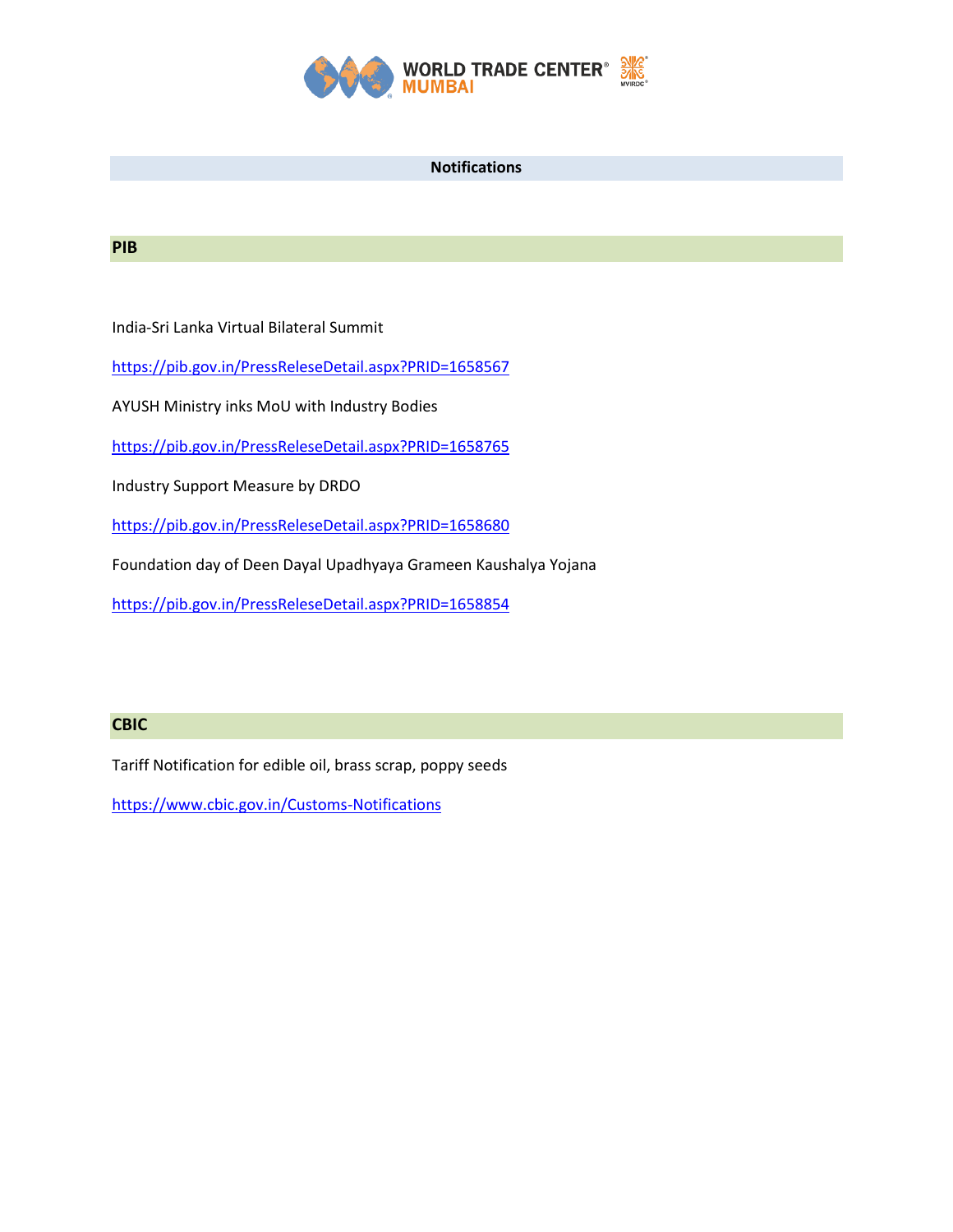## Notifications

### PIB

India-Sri Lanka Virtual Bilateral Summit

https://pib.gov.in/PressReleseDetail.aspx?PRID=1658567

AYUSH Ministry inks MoU with Industry Bodies

https://pib.gov.in/PressReleseDetail.aspx?PRID=1658765

Industry Support Measure by DRDO

https://pib.gov.in/PressReleseDetail.aspx?PRID=1658680

Foundation day of Deen Dayal Upadhyaya Grameen Kaushalya Yojana

https://pib.gov.in/PressReleseDetail.aspx?PRID=1658854

### CBIC

Tariff Notification for edible oil, brass scrap, poppy seeds

https://www.cbic.gov.in/Customs-Notifications